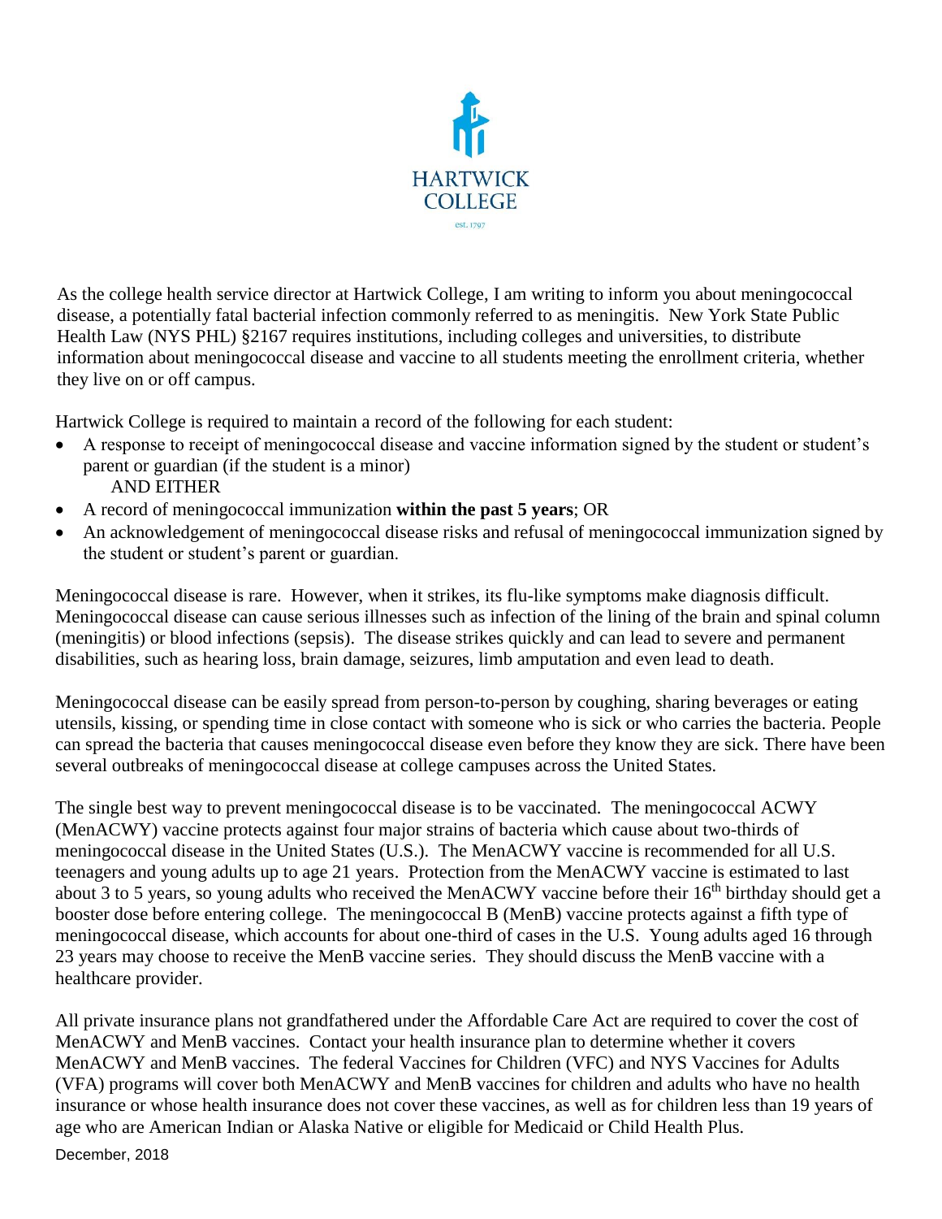HARTWICK COLLEGE

est. 1797

As the college health service director at Hartwick College, I am writing to inform you about meningococcal disease, a potentially fatal bacterial infection commonly referred to as meningitis. New York State Public Health Law (NYS PHL) §2167 requires institutions, including colleges and universities, to distribute information about meningococcal disease and vaccine to all students meeting the enrollment criteria, whether they live on or off campus.

Hartwick College is required to maintain a record of the following for each student:

- A response to receipt of meningococcal disease and vaccine information signed by the student or student's parent or guardian (if the student is a minor)
  AND EITHER
- A record of meningococcal immunization **within the past 5 years**; OR
- An acknowledgement of meningococcal disease risks and refusal of meningococcal immunization signed by the student or student's parent or guardian.

Meningococcal disease is rare. However, when it strikes, its flu-like symptoms make diagnosis difficult. Meningococcal disease can cause serious illnesses such as infection of the lining of the brain and spinal column (meningitis) or blood infections (sepsis). The disease strikes quickly and can lead to severe and permanent disabilities, such as hearing loss, brain damage, seizures, limb amputation and even lead to death.

Meningococcal disease can be easily spread from person-to-person by coughing, sharing beverages or eating utensils, kissing, or spending time in close contact with someone who is sick or who carries the bacteria. People can spread the bacteria that causes meningococcal disease even before they know they are sick. There have been several outbreaks of meningococcal disease at college campuses across the United States.

The single best way to prevent meningococcal disease is to be vaccinated. The meningococcal ACWY (MenACWY) vaccine protects against four major strains of bacteria which cause about two-thirds of meningococcal disease in the United States (U.S.). The MenACWY vaccine is recommended for all U.S. teenagers and young adults up to age 21 years. Protection from the MenACWY vaccine is estimated to last about 3 to 5 years, so young adults who received the MenACWY vaccine before their 16th birthday should get a booster dose before entering college. The meningococcal B (MenB) vaccine protects against a fifth type of meningococcal disease, which accounts for about one-third of cases in the U.S. Young adults aged 16 through 23 years may choose to receive the MenB vaccine series. They should discuss the MenB vaccine with a healthcare provider.

All private insurance plans not grandfathered under the Affordable Care Act are required to cover the cost of MenACWY and MenB vaccines. Contact your health insurance plan to determine whether it covers MenACWY and MenB vaccines. The federal Vaccines for Children (VFC) and NYS Vaccines for Adults (VFA) programs will cover both MenACWY and MenB vaccines for children and adults who have no health insurance or whose health insurance does not cover these vaccines, as well as for children less than 19 years of age who are American Indian or Alaska Native or eligible for Medicaid or Child Health Plus.

December, 2018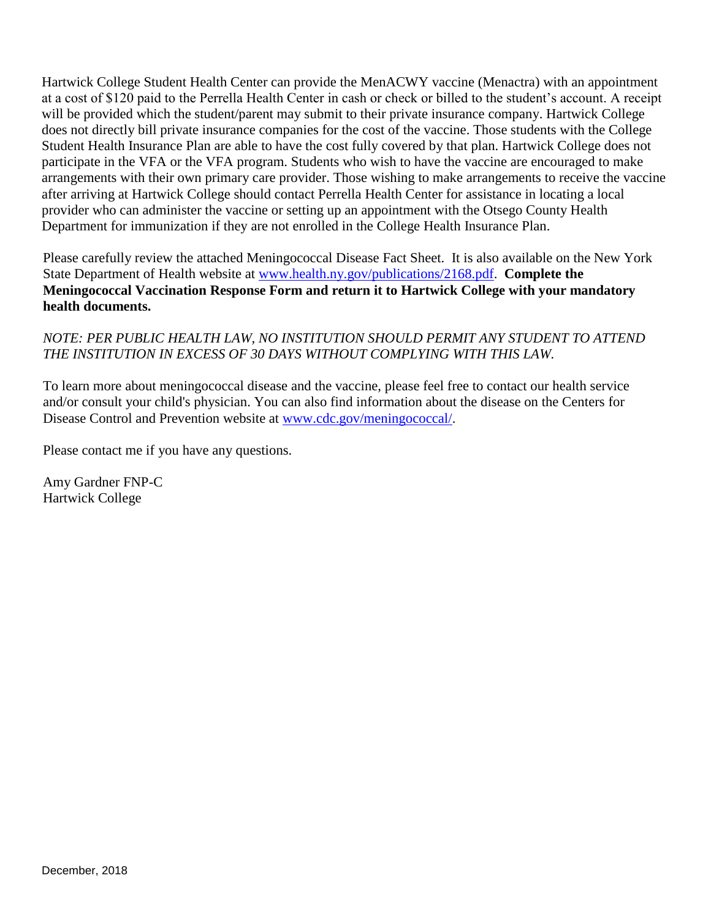Hartwick College Student Health Center can provide the MenACWY vaccine (Menactra) with an appointment at a cost of $120 paid to the Perrella Health Center in cash or check or billed to the student's account. A receipt will be provided which the student/parent may submit to their private insurance company. Hartwick College does not directly bill private insurance companies for the cost of the vaccine. Those students with the College Student Health Insurance Plan are able to have the cost fully covered by that plan. Hartwick College does not participate in the VFA or the VFA program. Students who wish to have the vaccine are encouraged to make arrangements with their own primary care provider. Those wishing to make arrangements to receive the vaccine after arriving at Hartwick College should contact Perrella Health Center for assistance in locating a local provider who can administer the vaccine or setting up an appointment with the Otsego County Health Department for immunization if they are not enrolled in the College Health Insurance Plan.

Please carefully review the attached Meningococcal Disease Fact Sheet. It is also available on the New York State Department of Health website at [www.health.ny.gov/publications/2168.pdf](www.health.ny.gov/publications/2168.pdf). **Complete the Meningococcal Vaccination Response Form and return it to Hartwick College with your mandatory health documents.**

*NOTE: PER PUBLIC HEALTH LAW, NO INSTITUTION SHOULD PERMIT ANY STUDENT TO ATTEND THE INSTITUTION IN EXCESS OF 30 DAYS WITHOUT COMPLYING WITH THIS LAW.*

To learn more about meningococcal disease and the vaccine, please feel free to contact our health service and/or consult your child's physician. You can also find information about the disease on the Centers for Disease Control and Prevention website at [www.cdc.gov/meningococcal/](www.cdc.gov/meningococcal/).

Please contact me if you have any questions.

Amy Gardner FNP-C
Hartwick College

December, 2018